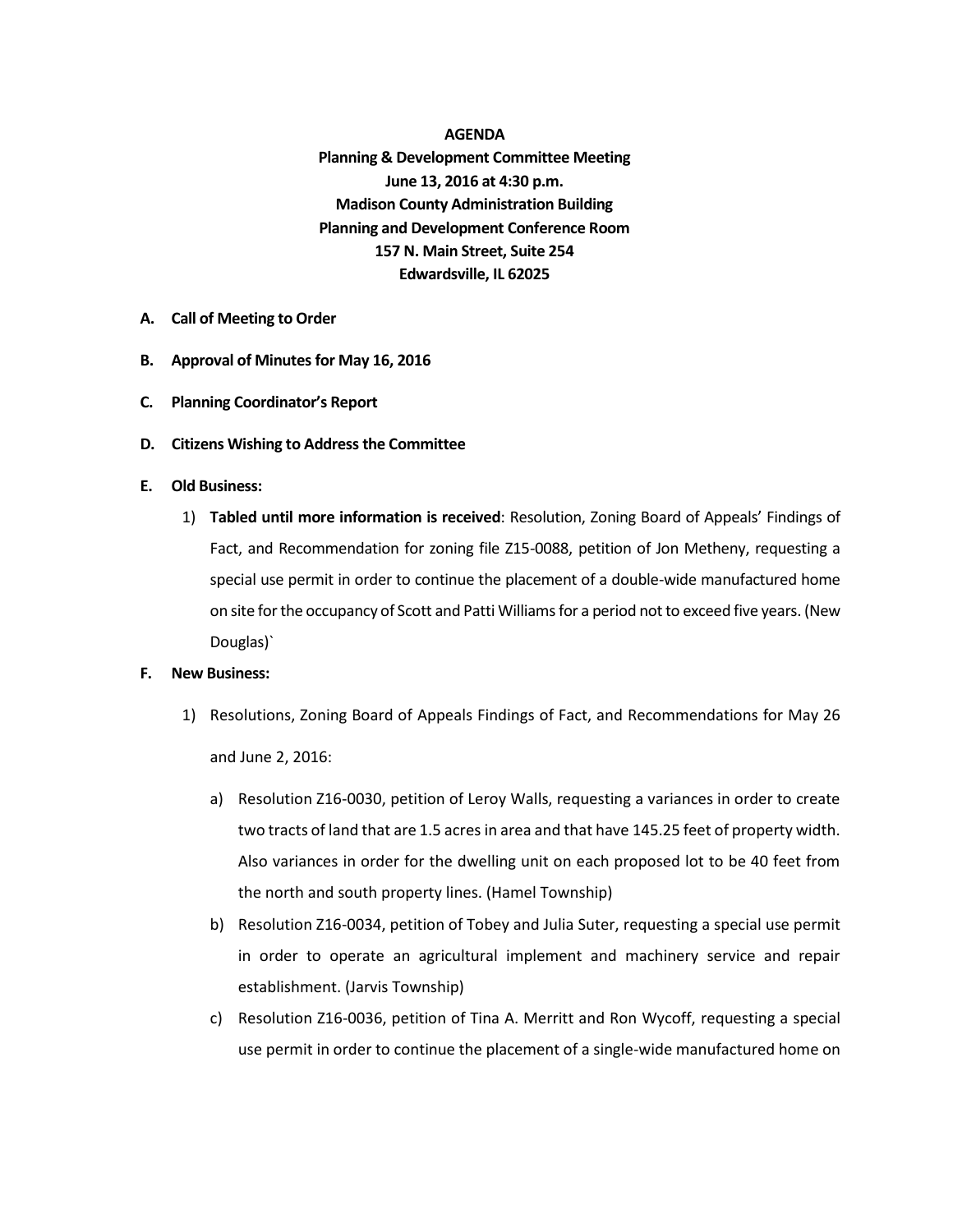**AGENDA**

**Planning & Development Committee Meeting**

**June 13, 2016 at 4:30 p.m.**

**Madison County Administration Building**

**Planning and Development Conference Room**

**157 N. Main Street, Suite 254**

**Edwardsville, IL 62025**

**A. Call of Meeting to Order**

**B. Approval of Minutes for May 16, 2016**

**C. Planning Coordinator's Report**

**D. Citizens Wishing to Address the Committee**

**E. Old Business:**

1) **Tabled until more information is received**: Resolution, Zoning Board of Appeals' Findings of Fact, and Recommendation for zoning file Z15-0088, petition of Jon Metheny, requesting a special use permit in order to continue the placement of a double-wide manufactured home on site for the occupancy of Scott and Patti Williams for a period not to exceed five years. (New Douglas)`

**F. New Business:**

1) Resolutions, Zoning Board of Appeals Findings of Fact, and Recommendations for May 26 and June 2, 2016:

   a) Resolution Z16-0030, petition of Leroy Walls, requesting a variances in order to create two tracts of land that are 1.5 acres in area and that have 145.25 feet of property width. Also variances in order for the dwelling unit on each proposed lot to be 40 feet from the north and south property lines. (Hamel Township)

   b) Resolution Z16-0034, petition of Tobey and Julia Suter, requesting a special use permit in order to operate an agricultural implement and machinery service and repair establishment. (Jarvis Township)

   c) Resolution Z16-0036, petition of Tina A. Merritt and Ron Wycoff, requesting a special use permit in order to continue the placement of a single-wide manufactured home on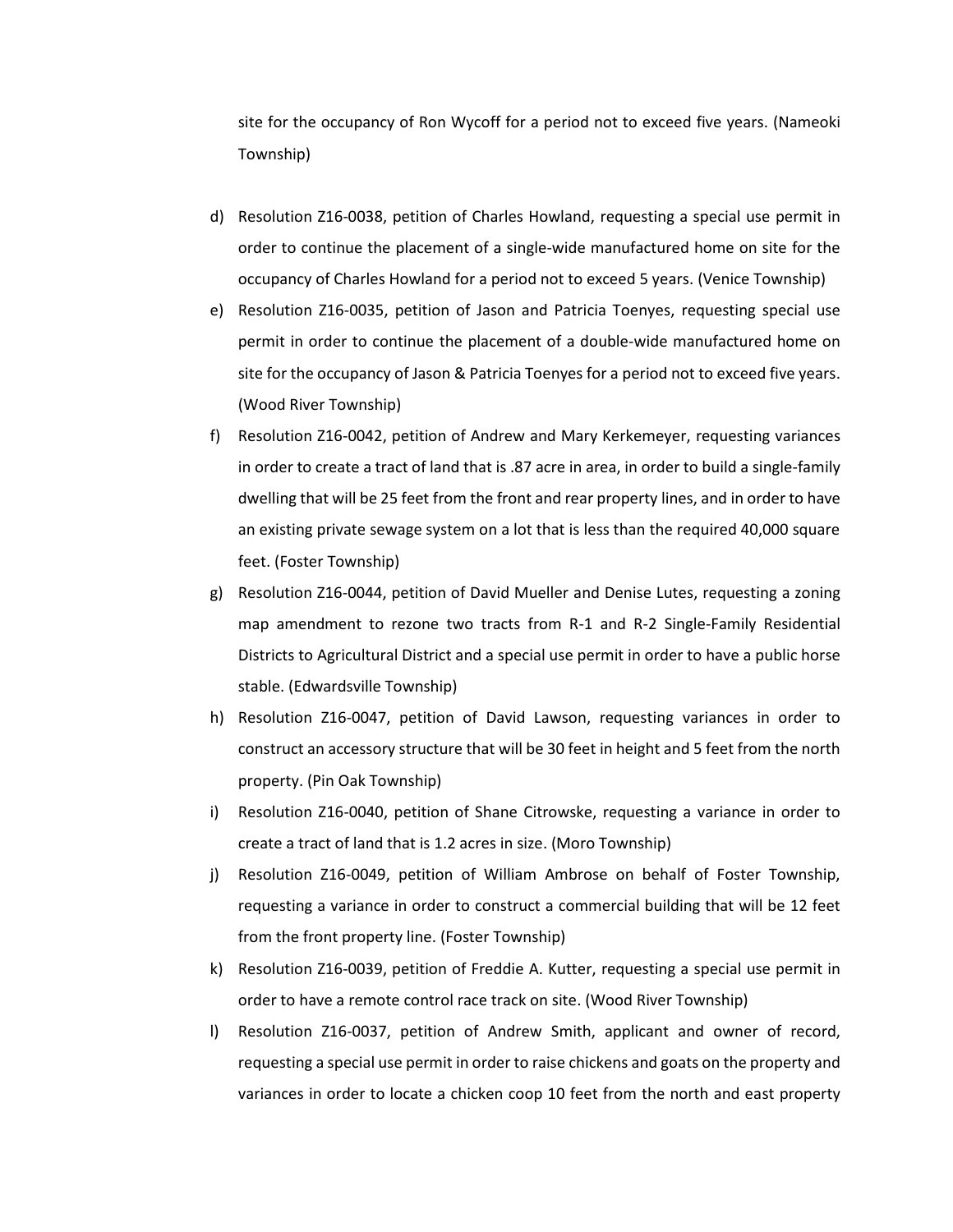site for the occupancy of Ron Wycoff for a period not to exceed five years. (Nameoki Township)

d) Resolution Z16-0038, petition of Charles Howland, requesting a special use permit in order to continue the placement of a single-wide manufactured home on site for the occupancy of Charles Howland for a period not to exceed 5 years. (Venice Township)

e) Resolution Z16-0035, petition of Jason and Patricia Toenyes, requesting special use permit in order to continue the placement of a double-wide manufactured home on site for the occupancy of Jason & Patricia Toenyes for a period not to exceed five years. (Wood River Township)

f) Resolution Z16-0042, petition of Andrew and Mary Kerkemeyer, requesting variances in order to create a tract of land that is .87 acre in area, in order to build a single-family dwelling that will be 25 feet from the front and rear property lines, and in order to have an existing private sewage system on a lot that is less than the required 40,000 square feet. (Foster Township)

g) Resolution Z16-0044, petition of David Mueller and Denise Lutes, requesting a zoning map amendment to rezone two tracts from R-1 and R-2 Single-Family Residential Districts to Agricultural District and a special use permit in order to have a public horse stable. (Edwardsville Township)

h) Resolution Z16-0047, petition of David Lawson, requesting variances in order to construct an accessory structure that will be 30 feet in height and 5 feet from the north property. (Pin Oak Township)

i) Resolution Z16-0040, petition of Shane Citrowske, requesting a variance in order to create a tract of land that is 1.2 acres in size. (Moro Township)

j) Resolution Z16-0049, petition of William Ambrose on behalf of Foster Township, requesting a variance in order to construct a commercial building that will be 12 feet from the front property line. (Foster Township)

k) Resolution Z16-0039, petition of Freddie A. Kutter, requesting a special use permit in order to have a remote control race track on site. (Wood River Township)

l) Resolution Z16-0037, petition of Andrew Smith, applicant and owner of record, requesting a special use permit in order to raise chickens and goats on the property and variances in order to locate a chicken coop 10 feet from the north and east property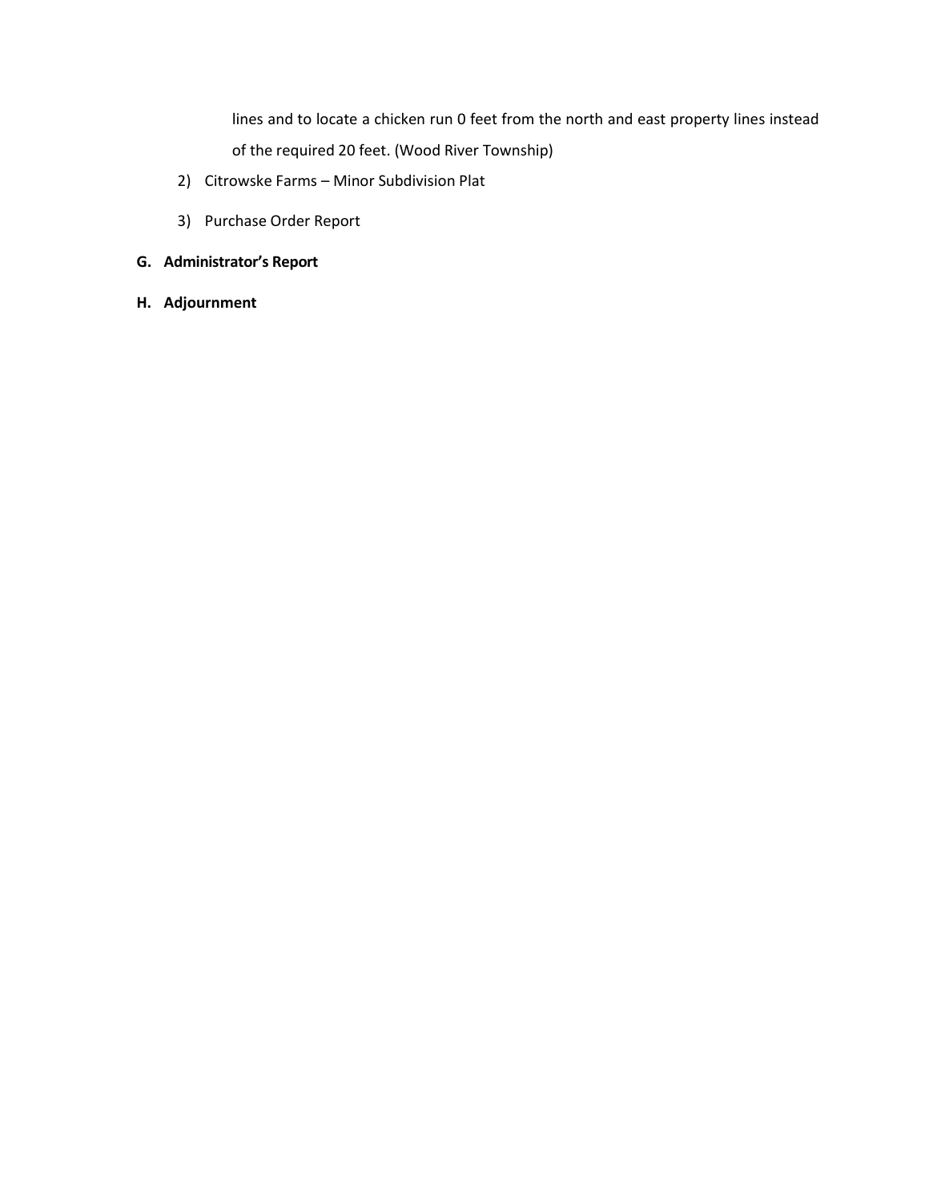lines and to locate a chicken run 0 feet from the north and east property lines instead of the required 20 feet. (Wood River Township)

2) Citrowske Farms – Minor Subdivision Plat

3) Purchase Order Report

**G. Administrator's Report**

**H. Adjournment**